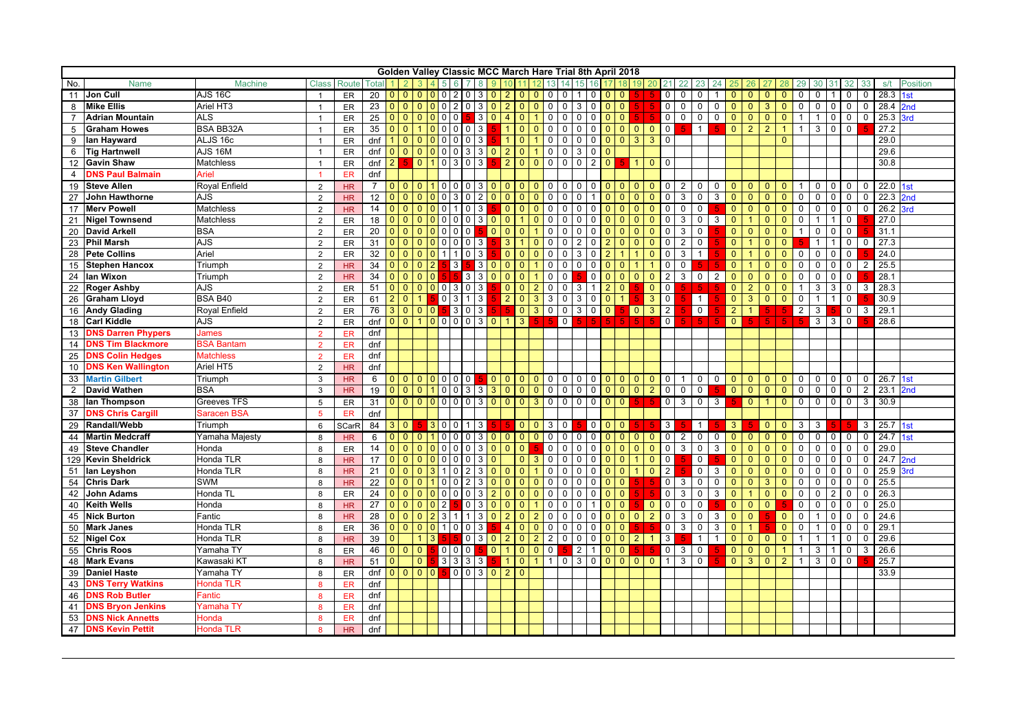# Golden Valley Classic MCC March Hare Trial 8th April 2018

| No. | Name | Machine | Class | Route | Total | 1 | 2 | 3 | 4 | 5 | 6 | 7 | 8 | 9 | 10 | 11 | 12 | 13 | 14 | 15 | 16 | 17 | 18 | 19 | 20 | 21 | 22 | 23 | 24 | 25 | 26 | 27 | 28 | 29 | 30 | 31 | 32 | 33 | s/t | Position |
|---|---|---|---|---|---|---|---|---|---|---|---|---|---|---|---|---|---|---|---|---|---|---|---|---|---|---|---|---|---|---|---|---|---|---|---|---|---|---|---|---|
| 11 | Jon Cull | AJS 16C | 1 | ER | 20 | 0 | 0 | 0 | 0 | 0 | 2 | 0 | 3 | 0 | 2 | 0 | 0 | 0 | 0 | 1 | 0 | 0 | 0 | 5 | 5 | 0 | 0 | 0 | 1 | 0 | 0 | 0 | 0 | 0 | 0 | 1 | 0 | 0 | 28.3 | 1st |
| 8 | Mike Ellis | Ariel HT3 | 1 | ER | 23 | 0 | 0 | 0 | 0 | 0 | 2 | 0 | 3 | 0 | 2 | 0 | 0 | 0 | 0 | 3 | 0 | 0 | 0 | 5 | 5 | 0 | 0 | 0 | 0 | 0 | 0 | 3 | 0 | 0 | 0 | 0 | 0 | 0 | 28.4 | 2nd |
| 7 | Adrian Mountain | ALS | 1 | ER | 25 | 0 | 0 | 0 | 0 | 0 | 0 | 5 | 3 | 0 | 4 | 0 | 1 | 0 | 0 | 0 | 0 | 0 | 0 | 5 | 5 | 0 | 0 | 0 | 0 | 0 | 0 | 0 | 0 | 1 | 1 | 0 | 0 | 0 | 25.3 | 3rd |
| 5 | Graham Howes | BSA BB32A | 1 | ER | 35 | 0 | 0 | 1 | 0 | 0 | 0 | 0 | 3 | 5 | 1 | 0 | 0 | 0 | 0 | 0 | 0 | 0 | 0 | 0 | 0 | 0 | 5 | 1 | 5 | 0 | 2 | 2 | 1 | 1 | 3 | 0 | 0 | 5 | 27.2 | |
| 9 | Ian Hayward | ALJS 16c | 1 | ER | dnf | 1 | 0 | 0 | 0 | 0 | 0 | 0 | 3 | 5 | 1 | 0 | 1 | 0 | 0 | 0 | 0 | 0 | 0 | 3 | 3 | 0 | | | | | | | 0 | | | | | | 29.0 | |
| 6 | Tig Hartnwell | AJS 16M | 1 | ER | dnf | 0 | 0 | 0 | 0 | 0 | 0 | 3 | 3 | 0 | 2 | 0 | 1 | 0 | 0 | 3 | 0 | 0 | | | | | | | | | | | | | | | | | 29.6 | |
| 12 | Gavin Shaw | Matchless | 1 | ER | dnf | 2 | 5 | 0 | 1 | 0 | 3 | 0 | 3 | 5 | 2 | 0 | 0 | 0 | 0 | 0 | 2 | 0 | 5 | 1 | 0 | 0 | | | | | | | | | | | | | 30.8 | |
| 4 | DNS Paul Balmain | Ariel | 1 | ER | dnf | | | | | | | | | | | | | | | | | | | | | | | | | | | | | | | | | | | |
| 19 | Steve Allen | Royal Enfield | 2 | HR | 7 | 0 | 0 | 0 | 1 | 0 | 0 | 0 | 3 | 0 | 0 | 0 | 0 | 0 | 0 | 0 | 0 | 0 | 0 | 0 | 0 | 0 | 2 | 0 | 0 | 0 | 0 | 0 | 0 | 1 | 0 | 0 | 0 | 0 | 22.0 | 1st |
| 27 | John Hawthorne | AJS | 2 | HR | 12 | 0 | 0 | 0 | 0 | 0 | 3 | 0 | 2 | 0 | 0 | 0 | 0 | 0 | 0 | 0 | 1 | 0 | 0 | 0 | 0 | 0 | 3 | 0 | 3 | 0 | 0 | 0 | 0 | 0 | 0 | 0 | 0 | 0 | 22.3 | 2nd |
| 17 | Merv Powell | Matchless | 2 | HR | 14 | 0 | 0 | 0 | 0 | 0 | 1 | 0 | 3 | 5 | 0 | 0 | 0 | 0 | 0 | 0 | 0 | 0 | 0 | 0 | 0 | 0 | 0 | 0 | 5 | 0 | 0 | 0 | 0 | 0 | 0 | 0 | 0 | 0 | 26.2 | 3rd |
| 21 | Nigel Townsend | Matchless | 2 | ER | 18 | 0 | 0 | 0 | 0 | 0 | 0 | 0 | 3 | 0 | 0 | 1 | 0 | 0 | 0 | 0 | 0 | 0 | 0 | 0 | 0 | 0 | 3 | 0 | 3 | 0 | 1 | 0 | 0 | 0 | 1 | 1 | 0 | 5 | 27.0 | |
| 20 | David Arkell | BSA | 2 | ER | 20 | 0 | 0 | 0 | 0 | 0 | 0 | 0 | 0 | 5 | 0 | 0 | 0 | 1 | 0 | 0 | 0 | 0 | 0 | 0 | 0 | 0 | 3 | 0 | 5 | 0 | 0 | 0 | 0 | 1 | 0 | 0 | 0 | 5 | 31.1 | |
| 23 | Phil Marsh | AJS | 2 | ER | 31 | 0 | 0 | 0 | 0 | 0 | 0 | 0 | 3 | 5 | 3 | 1 | 0 | 0 | 0 | 2 | 0 | 2 | 0 | 0 | 0 | 0 | 2 | 0 | 5 | 0 | 1 | 0 | 0 | 5 | 1 | 1 | 0 | 0 | 27.3 | |
| 28 | Pete Collins | Ariel | 2 | ER | 32 | 0 | 0 | 0 | 0 | 1 | 1 | 0 | 3 | 5 | 0 | 0 | 0 | 0 | 0 | 3 | 0 | 2 | 1 | 1 | 0 | 0 | 3 | 1 | 5 | 0 | 1 | 0 | 0 | 0 | 0 | 0 | 0 | 5 | 24.0 | |
| 15 | Stephen Hancox | Triumph | 2 | HR | 34 | 0 | 0 | 0 | 2 | 5 | 3 | 5 | 3 | 0 | 0 | 0 | 1 | 0 | 0 | 0 | 0 | 0 | 0 | 1 | 1 | 0 | 0 | 5 | 5 | 0 | 1 | 0 | 0 | 0 | 0 | 0 | 0 | 2 | 25.5 | |
| 24 | Ian Wixon | Triumph | 2 | HR | 34 | 0 | 0 | 0 | 0 | 5 | 5 | 3 | 3 | 0 | 0 | 0 | 1 | 0 | 0 | 5 | 0 | 0 | 0 | 0 | 0 | 2 | 3 | 0 | 2 | 0 | 0 | 0 | 0 | 0 | 0 | 0 | 0 | 5 | 28.1 | |
| 22 | Roger Ashby | AJS | 2 | ER | 51 | 0 | 0 | 0 | 0 | 0 | 3 | 0 | 3 | 5 | 0 | 0 | 2 | 0 | 0 | 3 | 1 | 2 | 0 | 5 | 0 | 0 | 5 | 5 | 5 | 0 | 2 | 0 | 0 | 1 | 3 | 3 | 0 | 3 | 28.3 | |
| 26 | Graham Lloyd | BSA B40 | 2 | ER | 61 | 2 | 0 | 1 | 5 | 0 | 3 | 1 | 3 | 5 | 2 | 0 | 3 | 3 | 0 | 3 | 0 | 0 | 1 | 5 | 3 | 0 | 5 | 1 | 5 | 0 | 3 | 0 | 0 | 0 | 1 | 1 | 0 | 5 | 30.9 | |
| 16 | Andy Glading | Royal Enfield | 2 | ER | 76 | 3 | 0 | 0 | 0 | 5 | 3 | 0 | 3 | 5 | 5 | 0 | 3 | 0 | 0 | 3 | 0 | 0 | 5 | 0 | 3 | 2 | 5 | 0 | 5 | 2 | 1 | 5 | 5 | 2 | 3 | 5 | 0 | 3 | 29.1 | |
| 18 | Carl Kiddle | AJS | 2 | ER | dnf | 0 | 0 | 1 | 0 | 0 | 0 | 0 | 3 | 0 | 1 | 3 | 5 | 5 | 0 | 5 | 5 | 5 | 5 | 5 | 5 | 0 | 5 | 5 | 5 | 0 | 5 | 5 | 5 | 5 | 3 | 3 | 0 | 5 | 28.6 | |
| 13 | DNS Darren Phypers | James | 2 | ER | dnf | | | | | | | | | | | | | | | | | | | | | | | | | | | | | | | | | | | |
| 14 | DNS Tim Blackmore | BSA Bantam | 2 | ER | dnf | | | | | | | | | | | | | | | | | | | | | | | | | | | | | | | | | | | |
| 25 | DNS Colin Hedges | Matchless | 2 | ER | dnf | | | | | | | | | | | | | | | | | | | | | | | | | | | | | | | | | | | |
| 10 | DNS Ken Wallington | Ariel HT5 | 2 | HR | dnf | | | | | | | | | | | | | | | | | | | | | | | | | | | | | | | | | | | |
| 33 | Martin Gilbert | Triumph | 3 | HR | 6 | 0 | 0 | 0 | 0 | 0 | 0 | 0 | 0 | 5 | 0 | 0 | 0 | 0 | 0 | 0 | 0 | 0 | 0 | 0 | 0 | 0 | 1 | 0 | 0 | 0 | 0 | 0 | 0 | 0 | 0 | 0 | 0 | 0 | 26.7 | 1st |
| 2 | David Wathen | BSA | 3 | HR | 19 | 0 | 0 | 0 | 1 | 0 | 0 | 3 | 3 | 3 | 0 | 0 | 0 | 0 | 0 | 0 | 0 | 0 | 0 | 0 | 2 | 0 | 0 | 0 | 5 | 0 | 0 | 0 | 0 | 0 | 0 | 0 | 0 | 2 | 23.1 | 2nd |
| 38 | Ian Thompson | Greeves TFS | 5 | ER | 31 | 0 | 0 | 0 | 0 | 0 | 0 | 0 | 3 | 0 | 0 | 0 | 3 | 0 | 0 | 0 | 0 | 0 | 0 | 5 | 5 | 0 | 3 | 0 | 3 | 5 | 0 | 1 | 0 | 0 | 0 | 0 | 0 | 3 | 30.9 | |
| 37 | DNS Chris Cargill | Saracen BSA | 5 | ER | dnf | | | | | | | | | | | | | | | | | | | | | | | | | | | | | | | | | | | |
| 29 | Randall/Webb | Triumph | 6 | SCarR | 84 | 3 | 0 | 5 | 3 | 0 | 0 | 1 | 3 | 5 | 5 | 0 | 0 | 3 | 0 | 5 | 0 | 0 | 0 | 5 | 5 | 3 | 5 | 1 | 5 | 3 | 5 | 0 | 0 | 3 | 3 | 5 | 5 | 3 | 25.7 | 1st |
| 44 | Martin Medcraff | Yamaha Majesty | 8 | HR | 6 | 0 | 0 | 0 | 1 | 0 | 0 | 0 | 3 | 0 | 0 | 0 | 0 | 0 | 0 | 0 | 0 | 0 | 0 | 0 | 0 | 0 | 2 | 0 | 0 | 0 | 0 | 0 | 0 | 0 | 0 | 0 | 0 | 0 | 24.7 | 1st |
| 49 | Steve Chandler | Honda | 8 | ER | 14 | 0 | 0 | 0 | 0 | 0 | 0 | 0 | 3 | 0 | 0 | 0 | 5 | 0 | 0 | 0 | 0 | 0 | 0 | 0 | 0 | 0 | 3 | 0 | 3 | 0 | 0 | 0 | 0 | 0 | 0 | 0 | 0 | 0 | 29.0 | |
| 129 | Kevin Sheldrick | Honda TLR | 8 | HR | 17 | 0 | 0 | 0 | 0 | 0 | 0 | 0 | 3 | 0 | | 0 | 3 | 0 | 0 | 0 | 0 | 0 | 0 | 1 | 0 | 0 | 5 | 0 | 5 | 0 | 0 | 0 | 0 | 0 | 0 | 0 | 0 | 0 | 24.7 | 2nd |
| 51 | Ian Leyshon | Honda TLR | 8 | HR | 21 | 0 | 0 | 0 | 3 | 1 | 0 | 2 | 3 | 0 | 0 | 0 | 1 | 0 | 0 | 0 | 0 | 0 | 0 | 1 | 0 | 2 | 5 | 0 | 3 | 0 | 0 | 0 | 0 | 0 | 0 | 0 | 0 | 0 | 25.9 | 3rd |
| 54 | Chris Dark | SWM | 8 | HR | 22 | 0 | 0 | 0 | 1 | 0 | 0 | 2 | 3 | 0 | 0 | 0 | 0 | 0 | 0 | 0 | 0 | 0 | 0 | 0 | 0 | 0 | 3 | 0 | 0 | 0 | 0 | 3 | 0 | 0 | 0 | 0 | 0 | 0 | 25.5 | |
| 42 | John Adams | Honda TL | 8 | ER | 24 | 0 | 0 | 0 | 0 | 0 | 0 | 0 | 3 | 2 | 0 | 0 | 0 | 0 | 0 | 0 | 0 | 0 | 0 | 5 | 5 | 0 | 3 | 0 | 3 | 0 | 1 | 0 | 0 | 0 | 0 | 2 | 0 | 0 | 26.3 | |
| 40 | Keith Wells | Honda | 8 | HR | 27 | 0 | 0 | 0 | 0 | 2 | 5 | 0 | 3 | 0 | 0 | 0 | 1 | 0 | 0 | 0 | 1 | 0 | 0 | 5 | 0 | 0 | 0 | 0 | 5 | 0 | 0 | 0 | 5 | 0 | 0 | 0 | 0 | 0 | 25.0 | |
| 45 | Nick Burton | Fantic | 8 | HR | 28 | 0 | 0 | 0 | 2 | 3 | 1 | 1 | 3 | 0 | 2 | 0 | 2 | 0 | 0 | 0 | 0 | 0 | 0 | 0 | 2 | 0 | 3 | 0 | 3 | 0 | 0 | 5 | 0 | 0 | 1 | 0 | 0 | 0 | 24.6 | |
| 50 | Mark Janes | Honda TLR | 8 | ER | 36 | 0 | 0 | 0 | 0 | 1 | 0 | 0 | 3 | 5 | 4 | 0 | 0 | 0 | 0 | 0 | 0 | 0 | 0 | 5 | 5 | 0 | 3 | 0 | 3 | 0 | 1 | 5 | 0 | 0 | 1 | 0 | 0 | 0 | 29.1 | |
| 52 | Nigel Cox | Honda TLR | 8 | HR | 39 | 0 | | 1 | 3 | 5 | 5 | 0 | 3 | 0 | 2 | 0 | 2 | 2 | 0 | 0 | 0 | 0 | 0 | 2 | 1 | 3 | 5 | 1 | 1 | 0 | 0 | 0 | 0 | 1 | 1 | 1 | 0 | 0 | 29.6 | |
| 55 | Chris Roos | Yamaha TY | 8 | ER | 46 | 0 | 0 | 0 | 5 | 0 | 0 | 0 | 5 | 0 | 1 | 0 | 0 | 0 | 5 | 2 | 1 | 0 | 0 | 5 | 5 | 0 | 3 | 0 | 5 | 0 | 0 | 0 | 1 | 1 | 3 | 1 | 0 | 3 | 26.6 | |
| 48 | Mark Evans | Kawasaki KT | 8 | HR | 51 | 0 | | 0 | 5 | 3 | 3 | 3 | 3 | 5 | 1 | 0 | 1 | 1 | 0 | 3 | 0 | 0 | 0 | 0 | 0 | 1 | 3 | 0 | 5 | 0 | 3 | 0 | 2 | 1 | 3 | 0 | 0 | 5 | 25.7 | |
| 39 | Daniel Haste | Yamaha TY | 8 | ER | dnf | 0 | 0 | 0 | 0 | 5 | 0 | 0 | 3 | 0 | 2 | 0 | | | | | | | | | | | | | | | | | | | | | | | 33.9 | |
| 43 | DNS Terry Watkins | Honda TLR | 8 | ER | dnf | | | | | | | | | | | | | | | | | | | | | | | | | | | | | | | | | | | |
| 46 | DNS Rob Butler | Fantic | 8 | ER | dnf | | | | | | | | | | | | | | | | | | | | | | | | | | | | | | | | | | | |
| 41 | DNS Bryon Jenkins | Yamaha TY | 8 | ER | dnf | | | | | | | | | | | | | | | | | | | | | | | | | | | | | | | | | | | |
| 53 | DNS Nick Annetts | Honda | 8 | ER | dnf | | | | | | | | | | | | | | | | | | | | | | | | | | | | | | | | | | | |
| 47 | DNS Kevin Pettit | Honda TLR | 8 | HR | dnf | | | | | | | | | | | | | | | | | | | | | | | | | | | | | | | | | | | |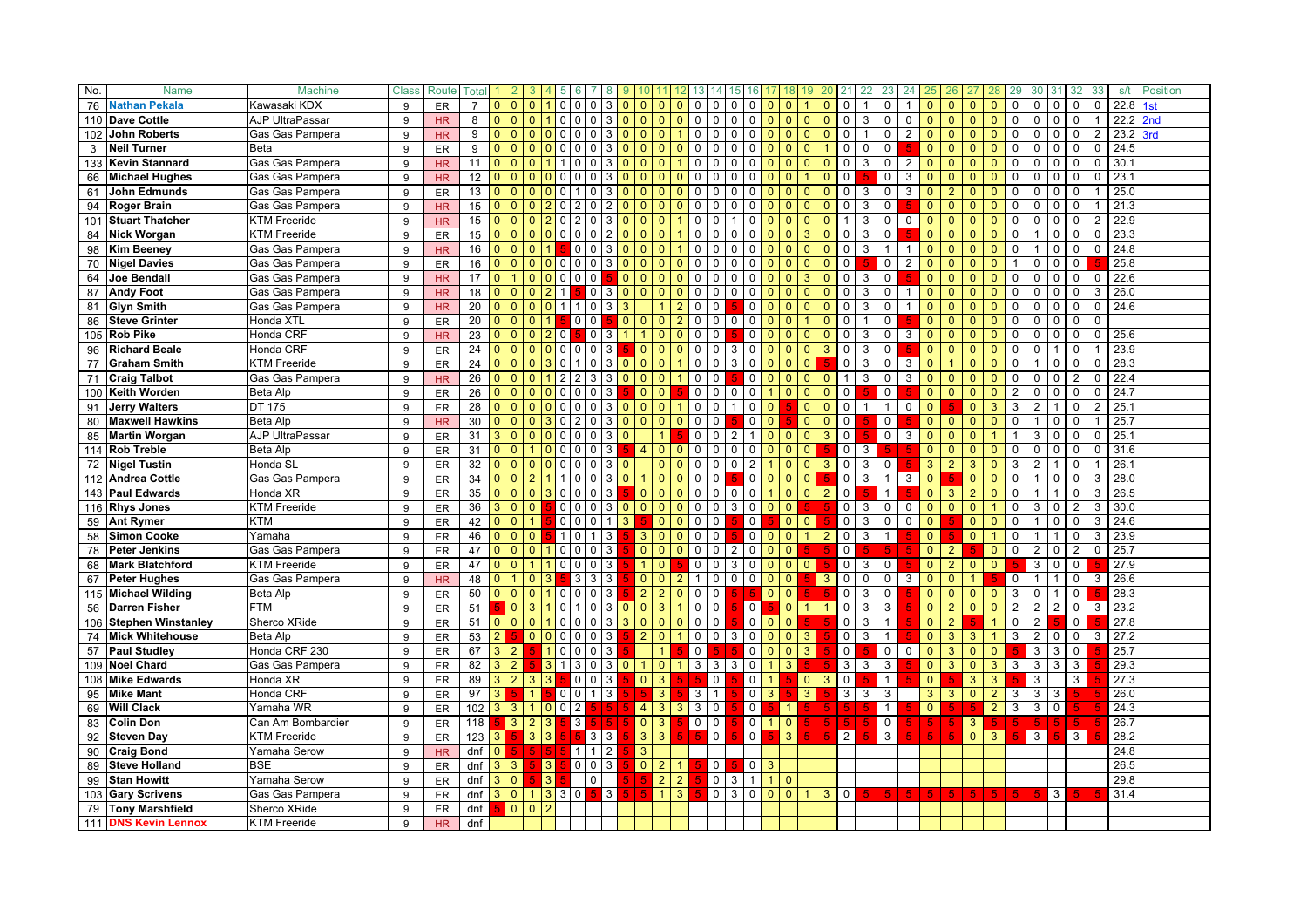| No. | Name | Machine | Class | Route | Total | 1 | 2 | 3 | 4 | 5 | 6 | 7 | 8 | 9 | 10 | 11 | 12 | 13 | 14 | 15 | 16 | 17 | 18 | 19 | 20 | 21 | 22 | 23 | 24 | 25 | 26 | 27 | 28 | 29 | 30 | 31 | 32 | 33 | s/t | Position |
|---|---|---|---|---|---|---|---|---|---|---|---|---|---|---|---|---|---|---|---|---|---|---|---|---|---|---|---|---|---|---|---|---|---|---|---|---|---|---|---|---|
| 76 | **Nathan Pekala** | Kawasaki KDX | 9 | ER | 7 | 0 | 0 | 0 | 1 | 0 | 0 | 0 | 3 | 0 | 0 | 0 | 0 | 0 | 0 | 0 | 0 | 0 | 0 | 1 | 0 | 0 | 1 | 0 | 1 | 0 | 0 | 0 | 0 | 0 | 0 | 0 | 0 | 0 | 22.8 | 1st |
| 110 | **Dave Cottle** | AJP UltraPassar | 9 | HR | 8 | 0 | 0 | 0 | 1 | 0 | 0 | 0 | 3 | 0 | 0 | 0 | 0 | 0 | 0 | 0 | 0 | 0 | 0 | 0 | 0 | 0 | 3 | 0 | 0 | 0 | 0 | 0 | 0 | 0 | 0 | 0 | 0 | 1 | 22.2 | 2nd |
| 102 | **John Roberts** | Gas Gas Pampera | 9 | HR | 9 | 0 | 0 | 0 | 0 | 0 | 0 | 0 | 3 | 0 | 0 | 0 | 1 | 0 | 0 | 0 | 0 | 0 | 0 | 0 | 0 | 0 | 1 | 0 | 2 | 0 | 0 | 0 | 0 | 0 | 0 | 0 | 0 | 2 | 23.2 | 3rd |
| 3 | **Neil Turner** | Beta | 9 | ER | 9 | 0 | 0 | 0 | 0 | 0 | 0 | 0 | 3 | 0 | 0 | 0 | 0 | 0 | 0 | 0 | 0 | 0 | 0 | 0 | 1 | 0 | 0 | 0 | 5 | 0 | 0 | 0 | 0 | 0 | 0 | 0 | 0 | 0 | 24.5 | |
| 133 | **Kevin Stannard** | Gas Gas Pampera | 9 | HR | 11 | 0 | 0 | 0 | 1 | 1 | 0 | 0 | 3 | 0 | 0 | 0 | 1 | 0 | 0 | 0 | 0 | 0 | 0 | 0 | 0 | 0 | 3 | 0 | 2 | 0 | 0 | 0 | 0 | 0 | 0 | 0 | 0 | 0 | 30.1 | |
| 66 | **Michael Hughes** | Gas Gas Pampera | 9 | HR | 12 | 0 | 0 | 0 | 0 | 0 | 0 | 0 | 3 | 0 | 0 | 0 | 0 | 0 | 0 | 0 | 0 | 0 | 0 | 1 | 0 | 0 | 5 | 0 | 3 | 0 | 0 | 0 | 0 | 0 | 0 | 0 | 0 | 0 | 23.1 | |
| 61 | **John Edmunds** | Gas Gas Pampera | 9 | ER | 13 | 0 | 0 | 0 | 0 | 0 | 1 | 0 | 3 | 0 | 0 | 0 | 0 | 0 | 0 | 0 | 0 | 0 | 0 | 0 | 0 | 0 | 3 | 0 | 3 | 0 | 2 | 0 | 0 | 0 | 0 | 0 | 0 | 1 | 25.0 | |
| 94 | **Roger Brain** | Gas Gas Pampera | 9 | HR | 15 | 0 | 0 | 0 | 2 | 0 | 2 | 0 | 2 | 0 | 0 | 0 | 0 | 0 | 0 | 0 | 0 | 0 | 0 | 0 | 0 | 0 | 3 | 0 | 5 | 0 | 0 | 0 | 0 | 0 | 0 | 0 | 0 | 1 | 21.3 | |
| 101 | **Stuart Thatcher** | KTM Freeride | 9 | HR | 15 | 0 | 0 | 0 | 2 | 0 | 2 | 0 | 3 | 0 | 0 | 0 | 1 | 0 | 0 | 1 | 0 | 0 | 0 | 0 | 0 | 1 | 3 | 0 | 0 | 0 | 0 | 0 | 0 | 0 | 0 | 0 | 0 | 2 | 22.9 | |
| 84 | **Nick Worgan** | KTM Freeride | 9 | ER | 15 | 0 | 0 | 0 | 0 | 0 | 0 | 0 | 2 | 0 | 0 | 0 | 1 | 0 | 0 | 0 | 0 | 0 | 0 | 3 | 0 | 0 | 3 | 0 | 5 | 0 | 0 | 0 | 0 | 0 | 1 | 0 | 0 | 0 | 23.3 | |
| 98 | **Kim Beeney** | Gas Gas Pampera | 9 | HR | 16 | 0 | 0 | 0 | 1 | 5 | 0 | 0 | 3 | 0 | 0 | 0 | 1 | 0 | 0 | 0 | 0 | 0 | 0 | 0 | 0 | 0 | 3 | 1 | 1 | 0 | 0 | 0 | 0 | 0 | 1 | 0 | 0 | 0 | 24.8 | |
| 70 | **Nigel Davies** | Gas Gas Pampera | 9 | HR | 16 | 0 | 0 | 0 | 0 | 0 | 0 | 0 | 3 | 0 | 0 | 0 | 0 | 0 | 0 | 0 | 0 | 0 | 0 | 0 | 0 | 0 | 5 | 0 | 2 | 0 | 0 | 0 | 0 | 1 | 0 | 0 | 0 | 5 | 25.8 | |
| 64 | **Joe Bendall** | Gas Gas Pampera | 9 | HR | 17 | 0 | 1 | 0 | 0 | 0 | 0 | 0 | 5 | 0 | 0 | 0 | 0 | 0 | 0 | 0 | 0 | 0 | 0 | 3 | 0 | 0 | 3 | 0 | 5 | 0 | 0 | 0 | 0 | 0 | 0 | 0 | 0 | 0 | 22.6 | |
| 87 | **Andy Foot** | Gas Gas Pampera | 9 | HR | 18 | 0 | 0 | 0 | 2 | 1 | 5 | 0 | 3 | 0 | 0 | 0 | 0 | 0 | 0 | 0 | 0 | 0 | 0 | 0 | 0 | 0 | 3 | 0 | 1 | 0 | 0 | 0 | 0 | 0 | 0 | 0 | 0 | 3 | 26.0 | |
| 81 | **Glyn Smith** | Gas Gas Pampera | 9 | HR | 20 | 0 | 0 | 0 | 0 | 1 | 1 | 0 | 3 | 3 | | 1 | 2 | 0 | 0 | 5 | 0 | 0 | 0 | 0 | 0 | 0 | 3 | 0 | 1 | 0 | 0 | 0 | 0 | 0 | 0 | 0 | 0 | 0 | 24.6 | |
| 86 | **Steve Grinter** | Honda XTL | 9 | ER | 20 | 0 | 0 | 0 | 1 | 5 | 0 | 0 | 5 | 0 | 0 | 0 | 2 | 0 | 0 | 0 | 0 | 0 | 0 | 1 | 0 | 0 | 1 | 0 | 5 | 0 | 0 | 0 | 0 | 0 | 0 | 0 | 0 | 0 | | |
| 105 | **Rob Pike** | Honda CRF | 9 | ER | 23 | 0 | 0 | 0 | 2 | 0 | 5 | 0 | 3 | 1 | 1 | 0 | 0 | 0 | 0 | 5 | 0 | 0 | 0 | 0 | 0 | 0 | 3 | 0 | 3 | 0 | 0 | 0 | 0 | 0 | 0 | 0 | 0 | 0 | 25.6 | |
| 96 | **Richard Beale** | Honda CRF | 9 | ER | 24 | 0 | 0 | 0 | 0 | 0 | 0 | 0 | 3 | 5 | 0 | 0 | 0 | 0 | 0 | 3 | 0 | 0 | 0 | 0 | 3 | 0 | 3 | 0 | 5 | 0 | 0 | 0 | 0 | 0 | 0 | 1 | 0 | 1 | 23.9 | |
| 77 | **Graham Smith** | KTM Freeride | 9 | ER | 24 | 0 | 0 | 0 | 3 | 0 | 1 | 0 | 3 | 0 | 0 | 0 | 1 | 0 | 0 | 3 | 0 | 0 | 0 | 0 | 5 | 0 | 3 | 0 | 3 | 0 | 1 | 0 | 0 | 0 | 1 | 0 | 0 | 0 | 28.3 | |
| 71 | **Craig Talbot** | Gas Gas Pampera | 9 | HR | 26 | 0 | 0 | 0 | 1 | 2 | 2 | 3 | 3 | 0 | 0 | 0 | 1 | 0 | 0 | 5 | 0 | 0 | 0 | 0 | 0 | 1 | 3 | 0 | 3 | 0 | 0 | 0 | 0 | 0 | 0 | 0 | 2 | 0 | 22.4 | |
| 100 | **Keith Worden** | Beta Alp | 9 | ER | 26 | 0 | 0 | 0 | 0 | 0 | 0 | 0 | 3 | 5 | 0 | 0 | 5 | 0 | 0 | 0 | 0 | 1 | 0 | 0 | 0 | 0 | 5 | 0 | 5 | 0 | 0 | 0 | 0 | 2 | 0 | 0 | 0 | 0 | 24.7 | |
| 91 | **Jerry Walters** | DT 175 | 9 | ER | 28 | 0 | 0 | 0 | 0 | 0 | 0 | 0 | 3 | 0 | 0 | 0 | 1 | 0 | 0 | 1 | 0 | 0 | 5 | 0 | 0 | 0 | 1 | 1 | 0 | 0 | 5 | 0 | 3 | 3 | 2 | 1 | 0 | 2 | 25.1 | |
| 80 | **Maxwell Hawkins** | Beta Alp | 9 | HR | 30 | 0 | 0 | 0 | 3 | 0 | 2 | 0 | 3 | 0 | 0 | 0 | 0 | 0 | 0 | 5 | 0 | 0 | 5 | 0 | 0 | 0 | 5 | 0 | 5 | 0 | 0 | 0 | 0 | 0 | 1 | 0 | 0 | 1 | 25.7 | |
| 85 | **Martin Worgan** | AJP UltraPassar | 9 | ER | 31 | 3 | 0 | 0 | 0 | 0 | 0 | 0 | 3 | 0 | | 1 | 5 | 0 | 0 | 2 | 1 | 0 | 0 | 0 | 3 | 0 | 5 | 0 | 3 | 0 | 0 | 0 | 1 | 1 | 3 | 0 | 0 | 0 | 25.1 | |
| 114 | **Rob Treble** | Beta Alp | 9 | ER | 31 | 0 | 0 | 1 | 0 | 0 | 0 | 0 | 3 | 5 | 4 | 0 | 0 | 0 | 0 | 0 | 0 | 0 | 0 | 0 | 5 | 0 | 3 | 5 | 5 | 0 | 0 | 0 | 0 | 0 | 0 | 0 | 0 | 0 | 31.6 | |
| 72 | **Nigel Tustin** | Honda SL | 9 | ER | 32 | 0 | 0 | 0 | 0 | 0 | 0 | 0 | 3 | 0 | | 0 | 0 | 0 | 0 | 0 | 2 | 1 | 0 | 0 | 3 | 0 | 3 | 0 | 5 | 3 | 2 | 3 | 0 | 3 | 2 | 1 | 0 | 1 | 26.1 | |
| 112 | **Andrea Cottle** | Gas Gas Pampera | 9 | ER | 34 | 0 | 0 | 2 | 1 | 1 | 0 | 0 | 3 | 0 | 1 | 0 | 0 | 0 | 0 | 5 | 0 | 0 | 0 | 0 | 5 | 0 | 3 | 1 | 3 | 0 | 5 | 0 | 0 | 0 | 1 | 0 | 0 | 3 | 28.0 | |
| 143 | **Paul Edwards** | Honda XR | 9 | ER | 35 | 0 | 0 | 0 | 3 | 0 | 0 | 0 | 3 | 5 | 0 | 0 | 0 | 0 | 0 | 0 | 0 | 1 | 0 | 0 | 2 | 0 | 5 | 1 | 5 | 0 | 3 | 2 | 0 | 0 | 1 | 1 | 0 | 3 | 26.5 | |
| 116 | **Rhys Jones** | KTM Freeride | 9 | ER | 36 | 3 | 0 | 0 | 5 | 0 | 0 | 0 | 3 | 0 | 0 | 0 | 0 | 0 | 0 | 3 | 0 | 0 | 0 | 5 | 5 | 0 | 3 | 0 | 0 | 0 | 0 | 0 | 1 | 0 | 3 | 0 | 2 | 3 | 30.0 | |
| 59 | **Ant Rymer** | KTM | 9 | ER | 42 | 0 | 0 | 1 | 5 | 0 | 0 | 0 | 1 | 3 | 5 | 0 | 0 | 0 | 0 | 5 | 0 | 5 | 0 | 0 | 5 | 0 | 3 | 0 | 0 | 0 | 5 | 0 | 0 | 0 | 1 | 0 | 0 | 3 | 24.6 | |
| 58 | **Simon Cooke** | Yamaha | 9 | ER | 46 | 0 | 0 | 0 | 5 | 1 | 0 | 1 | 3 | 5 | 3 | 0 | 0 | 0 | 0 | 5 | 0 | 0 | 0 | 1 | 2 | 0 | 3 | 1 | 5 | 0 | 5 | 0 | 1 | 0 | 1 | 1 | 0 | 3 | 23.9 | |
| 78 | **Peter Jenkins** | Gas Gas Pampera | 9 | ER | 47 | 0 | 0 | 0 | 1 | 0 | 0 | 0 | 3 | 5 | 0 | 0 | 0 | 0 | 0 | 2 | 0 | 0 | 0 | 5 | 5 | 0 | 5 | 5 | 5 | 0 | 2 | 5 | 0 | 0 | 2 | 0 | 2 | 0 | 25.7 | |
| 68 | **Mark Blatchford** | KTM Freeride | 9 | ER | 47 | 0 | 0 | 1 | 1 | 0 | 0 | 0 | 3 | 5 | 1 | 0 | 5 | 0 | 0 | 3 | 0 | 0 | 0 | 0 | 5 | 0 | 3 | 0 | 5 | 0 | 2 | 0 | 0 | 5 | 3 | 0 | 0 | 5 | 27.9 | |
| 67 | **Peter Hughes** | Gas Gas Pampera | 9 | HR | 48 | 0 | 1 | 0 | 3 | 5 | 3 | 3 | 3 | 5 | 0 | 0 | 2 | 1 | 0 | 0 | 0 | 0 | 0 | 5 | 3 | 0 | 0 | 0 | 3 | 0 | 0 | 1 | 5 | 0 | 1 | 1 | 0 | 3 | 26.6 | |
| 115 | **Michael Wilding** | Beta Alp | 9 | ER | 50 | 0 | 0 | 0 | 1 | 0 | 0 | 0 | 3 | 5 | 2 | 2 | 0 | 0 | 0 | 5 | 5 | 0 | 0 | 5 | 5 | 0 | 3 | 0 | 5 | 0 | 0 | 0 | 0 | 3 | 0 | 1 | 0 | 5 | 28.3 | |
| 56 | **Darren Fisher** | FTM | 9 | ER | 51 | 5 | 0 | 3 | 1 | 0 | 1 | 0 | 3 | 0 | 0 | 3 | 1 | 0 | 0 | 5 | 0 | 5 | 0 | 1 | 1 | 0 | 3 | 3 | 5 | 0 | 2 | 0 | 0 | 2 | 2 | 2 | 0 | 3 | 23.2 | |
| 106 | **Stephen Winstanley** | Sherco XRide | 9 | ER | 51 | 0 | 0 | 0 | 1 | 0 | 0 | 0 | 3 | 3 | 0 | 0 | 0 | 0 | 0 | 5 | 0 | 0 | 0 | 5 | 5 | 0 | 3 | 1 | 5 | 0 | 2 | 5 | 1 | 0 | 2 | 5 | 0 | 5 | 27.8 | |
| 74 | **Mick Whitehouse** | Beta Alp | 9 | ER | 53 | 2 | 5 | 0 | 0 | 0 | 0 | 0 | 3 | 5 | 2 | 0 | 1 | 0 | 0 | 3 | 0 | 0 | 0 | 3 | 5 | 0 | 3 | 1 | 5 | 0 | 3 | 3 | 1 | 3 | 2 | 0 | 0 | 3 | 27.2 | |
| 57 | **Paul Studley** | Honda CRF 230 | 9 | ER | 67 | 3 | 2 | 5 | 1 | 0 | 0 | 0 | 3 | 5 | | 1 | 5 | 0 | 5 | 5 | 0 | 0 | 0 | 3 | 5 | 0 | 5 | 0 | 0 | 0 | 3 | 0 | 0 | 5 | 3 | 3 | 0 | 5 | 25.7 | |
| 109 | **Noel Chard** | Gas Gas Pampera | 9 | ER | 82 | 3 | 2 | 5 | 3 | 1 | 3 | 0 | 3 | 0 | 1 | 0 | 1 | 3 | 3 | 3 | 0 | 1 | 3 | 5 | 5 | 3 | 3 | 3 | 5 | 0 | 3 | 0 | 3 | 3 | 3 | 3 | 3 | 5 | 29.3 | |
| 108 | **Mike Edwards** | Honda XR | 9 | ER | 89 | 3 | 2 | 5 | 3 | 5 | 0 | 0 | 3 | 5 | 0 | 3 | 5 | 5 | 0 | 5 | 0 | 1 | 5 | 0 | 3 | 0 | 5 | 1 | 5 | 0 | 5 | 3 | 3 | 5 | 3 | | 3 | 5 | 27.3 | |
| 95 | **Mike Mant** | Honda CRF | 9 | ER | 97 | 3 | 5 | 1 | 5 | 0 | 0 | 1 | 3 | 5 | 5 | 3 | 5 | 3 | 1 | 5 | 0 | 3 | 5 | 3 | 5 | 3 | 3 | 3 | | 3 | 3 | 0 | 2 | 3 | 3 | 3 | 5 | 5 | 26.0 | |
| 69 | **Will Clack** | Yamaha WR | 9 | ER | 102 | 3 | 3 | 1 | 0 | 0 | 2 | 5 | 5 | 5 | 4 | 3 | 3 | 3 | 0 | 5 | 0 | 5 | 1 | 5 | 5 | 5 | 5 | 1 | 5 | 0 | 5 | 5 | 2 | 3 | 3 | 0 | 5 | 5 | 24.3 | |
| 83 | **Colin Don** | Can Am Bombardier | 9 | ER | 118 | 5 | 3 | 2 | 3 | 5 | 3 | 5 | 5 | 5 | 0 | 3 | 5 | 0 | 0 | 5 | 0 | 1 | 0 | 5 | 5 | 5 | 5 | 0 | 5 | 5 | 5 | 3 | 5 | 5 | 5 | 5 | 5 | 5 | 26.7 | |
| 92 | **Steven Day** | KTM Freeride | 9 | ER | 123 | 3 | 5 | 3 | 3 | 5 | 5 | 3 | 3 | 5 | 3 | 3 | 5 | 5 | 0 | 5 | 0 | 5 | 3 | 5 | 5 | 2 | 5 | 3 | 5 | 5 | 5 | 0 | 3 | 5 | 3 | 5 | 3 | 5 | 28.2 | |
| 90 | **Craig Bond** | Yamaha Serow | 9 | HR | dnf | 0 | 5 | 5 | 5 | 5 | 1 | 1 | 2 | 5 | 3 | | | | | | | | | | | | | | | | | | | | | | | | 24.8 | |
| 89 | **Steve Holland** | BSE | 9 | ER | dnf | 3 | 3 | 5 | 3 | 5 | 0 | 0 | 3 | 5 | 0 | 2 | 1 | 5 | 0 | 5 | 0 | 3 | | | | | | | | | | | | | | | | | 26.5 | |
| 99 | **Stan Howitt** | Yamaha Serow | 9 | ER | dnf | 3 | 0 | 5 | 3 | 5 | | 0 | | 5 | 5 | 2 | 2 | 5 | 0 | 3 | 1 | 1 | 0 | | | | | | | | | | | | | | | | 29.8 | |
| 103 | **Gary Scrivens** | Gas Gas Pampera | 9 | ER | dnf | 3 | 0 | 1 | 3 | 3 | 0 | 5 | 3 | 5 | 5 | 1 | 3 | 5 | 0 | 3 | 0 | 0 | 0 | 1 | 3 | 0 | 5 | 5 | 5 | 5 | 5 | 5 | 5 | 5 | 5 | 3 | 5 | 5 | 31.4 | |
| 79 | **Tony Marshfield** | Sherco XRide | 9 | ER | dnf | 5 | 0 | 0 | 2 | | | | | | | | | | | | | | | | | | | | | | | | | | | | | | | |
| 111 | **DNS Kevin Lennox** | KTM Freeride | 9 | HR | dnf | | | | | | | | | | | | | | | | | | | | | | | | | | | | | | | | | | | |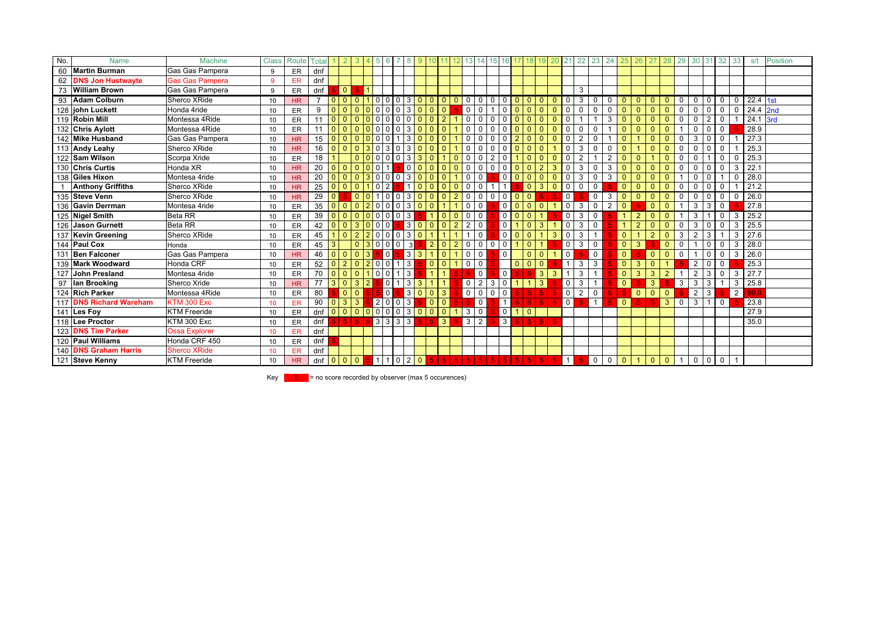| No. | Name | Machine | Class | Route | Total | 1 | 2 | 3 | 4 | 5 | 6 | 7 | 8 | 9 | 10 | 11 | 12 | 13 | 14 | 15 | 16 | 17 | 18 | 19 | 20 | 21 | 22 | 23 | 24 | 25 | 26 | 27 | 28 | 29 | 30 | 31 | 32 | 33 | s/t | Position |
|---|---|---|---|---|---|---|---|---|---|---|---|---|---|---|---|---|---|---|---|---|---|---|---|---|---|---|---|---|---|---|---|---|---|---|---|---|---|---|---|---|
| 60 | **Martin Burman** | Gas Gas Pampera | 9 | ER | dnf | | | | | | | | | | | | | | | | | | | | | | | | | | | | | | | | | | | |
| 62 | **DNS Jon Hustwayte** | Gas Gas Pampera | 9 | ER | dnf | | | | | | | | | | | | | | | | | | | | | | | | | | | | | | | | | | | |
| 73 | **William Brown** | Gas Gas Pampera | 9 | ER | dnf | 5 | 0 | 5 | 1 | | | | | | | | | | | | | | | | | | 3 | | | | | | | | | | | | | |
| 93 | **Adam Colburn** | Sherco XRide | 10 | HR | 7 | 0 | 0 | 0 | 1 | 0 | 0 | 0 | 3 | 0 | 0 | 0 | 0 | 0 | 0 | 0 | 0 | 0 | 0 | 0 | 0 | 0 | 3 | 0 | 0 | 0 | 0 | 0 | 0 | 0 | 0 | 0 | 0 | 0 | 22.4 | 1st |
| 128 | **john Luckett** | Honda 4ride | 10 | ER | 9 | 0 | 0 | 0 | 0 | 0 | 0 | 0 | 3 | 0 | 0 | 0 | 5 | 0 | 0 | 1 | 0 | 0 | 0 | 0 | 0 | 0 | 0 | 0 | 0 | 0 | 0 | 0 | 0 | 0 | 0 | 0 | 0 | 0 | 24.4 | 2nd |
| 119 | **Robin Mill** | Montessa 4Ride | 10 | ER | 11 | 0 | 0 | 0 | 0 | 0 | 0 | 0 | 0 | 0 | 0 | 2 | 1 | 0 | 0 | 0 | 0 | 0 | 0 | 0 | 0 | 0 | 1 | 1 | 3 | 0 | 0 | 0 | 0 | 0 | 0 | 2 | 0 | 1 | 24.1 | 3rd |
| 132 | **Chris Aylott** | Montessa 4Ride | 10 | ER | 11 | 0 | 0 | 0 | 0 | 0 | 0 | 0 | 3 | 0 | 0 | 0 | 1 | 0 | 0 | 0 | 0 | 0 | 0 | 0 | 0 | 0 | 0 | 0 | 1 | 0 | 0 | 0 | 0 | 1 | 0 | 0 | 0 | 5 | 28.9 | |
| 142 | **Mike Husband** | Gas Gas Pampera | 10 | HR | 15 | 0 | 0 | 0 | 0 | 0 | 0 | 1 | 3 | 0 | 0 | 0 | 1 | 0 | 0 | 0 | 0 | 2 | 0 | 0 | 0 | 0 | 2 | 0 | 1 | 0 | 1 | 0 | 0 | 0 | 3 | 0 | 0 | 1 | 27.3 | |
| 113 | **Andy Leahy** | Sherco XRide | 10 | HR | 16 | 0 | 0 | 0 | 3 | 0 | 3 | 0 | 3 | 0 | 0 | 0 | 1 | 0 | 0 | 0 | 0 | 0 | 0 | 0 | 1 | 0 | 3 | 0 | 0 | 0 | 1 | 0 | 0 | 0 | 0 | 0 | 0 | 1 | 25.3 | |
| 122 | **Sam Wilson** | Scorpa Xride | 10 | ER | 18 | 1 | | 0 | 0 | 0 | 0 | 0 | 3 | 3 | 0 | 1 | 0 | 0 | 0 | 2 | 0 | 1 | 0 | 0 | 0 | 0 | 2 | 1 | 2 | 0 | 0 | 1 | 0 | 0 | 0 | 1 | 0 | 0 | 25.3 | |
| 130 | **Chris Curtis** | Honda XR | 10 | HR | 20 | 0 | 0 | 0 | 0 | 0 | 1 | 5 | 0 | 0 | 0 | 0 | 0 | 0 | 0 | 0 | 0 | 0 | 0 | 2 | 3 | 0 | 3 | 0 | 3 | 0 | 0 | 0 | 0 | 0 | 0 | 0 | 0 | 3 | 22.1 | |
| 138 | **Giles Hixon** | Montesa 4ride | 10 | HR | 20 | 0 | 0 | 0 | 3 | 0 | 0 | 0 | 3 | 0 | 0 | 0 | 1 | 0 | 0 | 5 | 0 | 0 | 0 | 0 | 0 | 0 | 3 | 0 | 3 | 0 | 0 | 0 | 0 | 1 | 0 | 0 | 1 | 0 | 28.0 | |
| 1 | **Anthony Griffiths** | Sherco XRide | 10 | HR | 25 | 0 | 0 | 0 | 1 | 0 | 2 | 5 | 1 | 0 | 0 | 0 | 0 | 0 | 0 | 1 | 1 | 5 | 0 | 3 | 0 | 0 | 0 | 0 | 5 | 0 | 0 | 0 | 0 | 0 | 0 | 0 | 0 | 1 | 21.2 | |
| 135 | **Steve Venn** | Sherco XRide | 10 | HR | 29 | 0 | 5 | 0 | 0 | 1 | 0 | 0 | 3 | 0 | 0 | 0 | 2 | 0 | 0 | 0 | 0 | 0 | 0 | 5 | 5 | 0 | 5 | 0 | 3 | 0 | 0 | 0 | 0 | 0 | 0 | 0 | 0 | 0 | 26.0 | |
| 136 | **Gavin Derrman** | Montesa 4ride | 10 | ER | 35 | 0 | 0 | 0 | 2 | 0 | 0 | 0 | 3 | 0 | 0 | 1 | 1 | 0 | 0 | 5 | 0 | 0 | 0 | 0 | 1 | 0 | 3 | 0 | 2 | 0 | 5 | 0 | 0 | 1 | 3 | 3 | 0 | 5 | 27.8 | |
| 125 | **Nigel Smith** | Beta RR | 10 | ER | 39 | 0 | 0 | 0 | 0 | 0 | 0 | 0 | 3 | 5 | 1 | 0 | 0 | 0 | 0 | 5 | 0 | 0 | 0 | 1 | 5 | 0 | 3 | 0 | 5 | 1 | 2 | 0 | 0 | 1 | 3 | 1 | 0 | 3 | 25.2 | |
| 126 | **Jason Gurnett** | Beta RR | 10 | ER | 42 | 0 | 0 | 3 | 0 | 0 | 0 | 5 | 3 | 0 | 0 | 0 | 2 | 2 | 0 | 5 | 0 | 1 | 0 | 3 | 1 | 0 | 3 | 0 | 5 | 1 | 2 | 0 | 0 | 0 | 3 | 0 | 0 | 3 | 25.5 | |
| 137 | **Kevin Greening** | Sherco XRide | 10 | ER | 45 | 1 | 0 | 2 | 2 | 0 | 0 | 0 | 3 | 0 | 1 | 1 | 1 | 1 | 0 | 5 | 0 | 0 | 0 | 1 | 3 | 0 | 3 | 1 | 5 | 0 | 1 | 2 | 0 | 3 | 2 | 3 | 1 | 3 | 27.6 | |
| 144 | **Paul Cox** | Honda | 10 | ER | 45 | 3 | | 0 | 3 | 0 | 0 | 0 | 3 | 5 | 2 | 0 | 2 | 0 | 0 | 0 | 0 | 1 | 0 | 1 | 5 | 0 | 3 | 0 | 5 | 0 | 3 | 5 | 0 | 0 | 1 | 0 | 0 | 3 | 28.0 | |
| 131 | **Ben Falconer** | Gas Gas Pampera | 10 | HR | 46 | 0 | 0 | 0 | 3 | 5 | 0 | 5 | 3 | 3 | 1 | 0 | 1 | 0 | 0 | 5 | 0 | | 0 | 0 | 1 | 0 | 5 | 0 | 5 | 0 | 5 | 0 | 0 | 0 | 1 | 0 | 0 | 3 | 26.0 | |
| 139 | **Mark Woodward** | Honda CRF | 10 | ER | 52 | 0 | 2 | 0 | 2 | 0 | 0 | 1 | 3 | 5 | 0 | 0 | 1 | 0 | 0 | 5 | | 0 | 0 | 0 | 5 | 1 | 3 | 3 | 5 | 0 | 3 | 0 | 1 | 5 | 2 | 0 | 0 | 5 | 25.3 | |
| 127 | **John Presland** | Montesa 4ride | 10 | ER | 70 | 0 | 0 | 0 | 1 | 0 | 0 | 1 | 3 | 5 | 1 | 1 | 5 | 5 | 0 | 5 | 0 | 5 | 5 | 3 | 3 | 1 | 3 | 1 | 5 | 0 | 3 | 3 | 2 | 1 | 2 | 3 | 0 | 3 | 27.7 | |
| 97 | **Ian Brooking** | Sherco Xride | 10 | HR | 77 | 3 | 0 | 3 | 2 | 5 | 0 | 1 | 3 | 3 | 1 | 1 | 5 | 0 | 2 | 3 | 0 | 1 | 1 | 3 | 5 | 0 | 3 | 1 | 5 | 0 | 5 | 3 | 5 | 3 | 3 | 3 | 1 | 3 | 25.8 | |
| 124 | **Rich Parker** | Montessa 4Ride | 10 | ER | 80 | 5 | 0 | 0 | 5 | 5 | 0 | 5 | 3 | 0 | 0 | 3 | 5 | 0 | 0 | 0 | 0 | 5 | 5 | 5 | 5 | 0 | 2 | 0 | 5 | 5 | 0 | 0 | 0 | 5 | 2 | 3 | 5 | 2 | 99.9 | |
| 117 | **DNS Richard Wareham** | KTM 300 Exc | 10 | ER | 90 | 0 | 3 | 3 | 5 | 2 | 0 | 0 | 3 | 5 | 0 | 0 | 5 | 5 | 0 | 5 | 1 | 5 | 5 | 5 | 5 | 0 | 5 | 1 | 5 | 0 | 5 | 5 | 3 | 0 | 3 | 1 | 0 | 5 | 23.8 | |
| 141 | **Les Foy** | KTM Freeride | 10 | ER | dnf | 0 | 0 | 0 | 0 | 0 | 0 | 0 | 3 | 0 | 0 | 0 | 1 | 3 | 0 | 5 | 0 | 1 | 0 | | | | | | | | | | | | | | | | 27.9 | |
| 118 | **Lee Proctor** | KTM 300 Exc | 10 | ER | dnf | 5 | 5 | 5 | 5 | 3 | 3 | 3 | 3 | 5 | 5 | 3 | 5 | 3 | 2 | 5 | 3 | 5 | 5 | 5 | 5 | | | | | | | | | | | | | | 35.0 | |
| 123 | **DNS Tim Parker** | Ossa Explorer | 10 | ER | dnf | | | | | | | | | | | | | | | | | | | | | | | | | | | | | | | | | | | |
| 120 | **Paul Williams** | Honda CRF 450 | 10 | ER | dnf | 5 | | | | | | | | | | | | | | | | | | | | | | | | | | | | | | | | | | |
| 140 | **DNS Graham Harris** | Sherco XRide | 10 | ER | dnf | | | | | | | | | | | | | | | | | | | | | | | | | | | | | | | | | | | |
| 121 | **Steve Kenny** | KTM Freeride | 10 | HR | dnf | 0 | 0 | 0 | 5 | 1 | 1 | 0 | 2 | 0 | 5 | 5 | 5 | 5 | 5 | 5 | 5 | 5 | 5 | 5 | 5 | 1 | 5 | 0 | 0 | 0 | 1 | 0 | 0 | 1 | 0 | 0 | 0 | 1 | | |

Key 5 = no score recorded by observer (max 5 occurences)